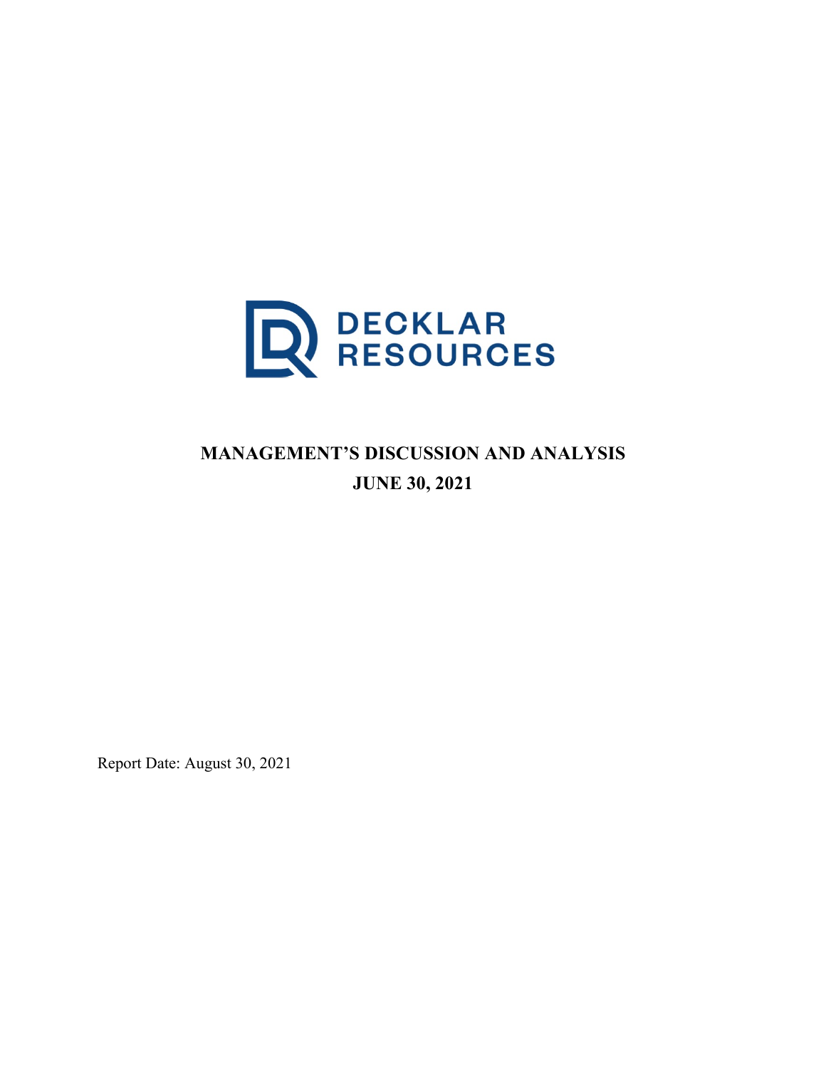DECKLAR RESOURCES

# MANAGEMENT'S DISCUSSION AND ANALYSIS

## JUNE 30, 2021

Report Date: August 30, 2021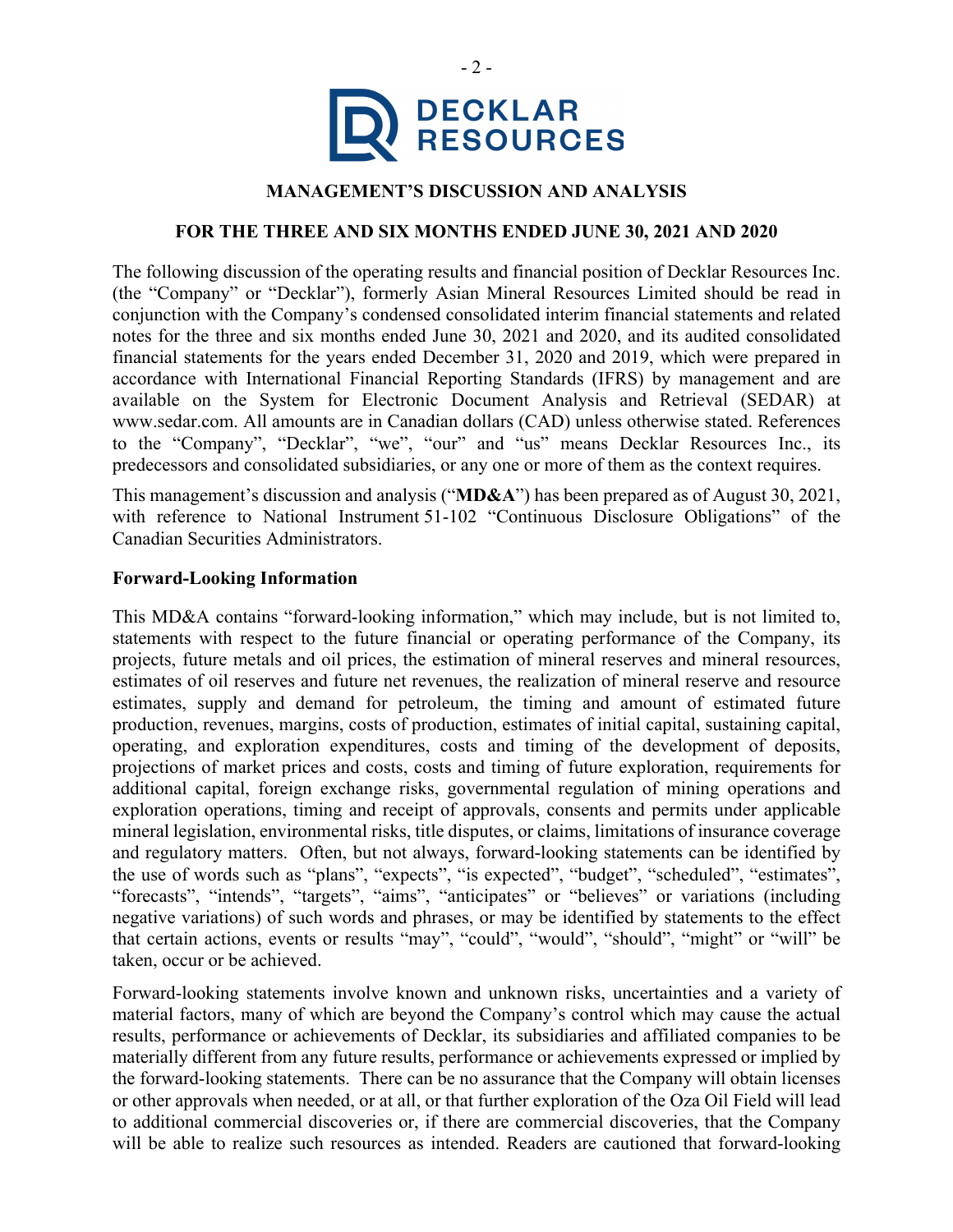# MANAGEMENT'S DISCUSSION AND ANALYSIS

## FOR THE THREE AND SIX MONTHS ENDED JUNE 30, 2021 AND 2020

The following discussion of the operating results and financial position of Decklar Resources Inc. (the "Company" or "Decklar"), formerly Asian Mineral Resources Limited should be read in conjunction with the Company's condensed consolidated interim financial statements and related notes for the three and six months ended June 30, 2021 and 2020, and its audited consolidated financial statements for the years ended December 31, 2020 and 2019, which were prepared in accordance with International Financial Reporting Standards (IFRS) by management and are available on the System for Electronic Document Analysis and Retrieval (SEDAR) at www.sedar.com. All amounts are in Canadian dollars (CAD) unless otherwise stated. References to the "Company", "Decklar", "we", "our" and "us" means Decklar Resources Inc., its predecessors and consolidated subsidiaries, or any one or more of them as the context requires.

This management's discussion and analysis ("**MD&A**") has been prepared as of August 30, 2021, with reference to National Instrument 51-102 "Continuous Disclosure Obligations" of the Canadian Securities Administrators.

### Forward-Looking Information

This MD&A contains "forward-looking information," which may include, but is not limited to, statements with respect to the future financial or operating performance of the Company, its projects, future metals and oil prices, the estimation of mineral reserves and mineral resources, estimates of oil reserves and future net revenues, the realization of mineral reserve and resource estimates, supply and demand for petroleum, the timing and amount of estimated future production, revenues, margins, costs of production, estimates of initial capital, sustaining capital, operating, and exploration expenditures, costs and timing of the development of deposits, projections of market prices and costs, costs and timing of future exploration, requirements for additional capital, foreign exchange risks, governmental regulation of mining operations and exploration operations, timing and receipt of approvals, consents and permits under applicable mineral legislation, environmental risks, title disputes, or claims, limitations of insurance coverage and regulatory matters. Often, but not always, forward-looking statements can be identified by the use of words such as "plans", "expects", "is expected", "budget", "scheduled", "estimates", "forecasts", "intends", "targets", "aims", "anticipates" or "believes" or variations (including negative variations) of such words and phrases, or may be identified by statements to the effect that certain actions, events or results "may", "could", "would", "should", "might" or "will" be taken, occur or be achieved.

Forward-looking statements involve known and unknown risks, uncertainties and a variety of material factors, many of which are beyond the Company's control which may cause the actual results, performance or achievements of Decklar, its subsidiaries and affiliated companies to be materially different from any future results, performance or achievements expressed or implied by the forward-looking statements. There can be no assurance that the Company will obtain licenses or other approvals when needed, or at all, or that further exploration of the Oza Oil Field will lead to additional commercial discoveries or, if there are commercial discoveries, that the Company will be able to realize such resources as intended. Readers are cautioned that forward-looking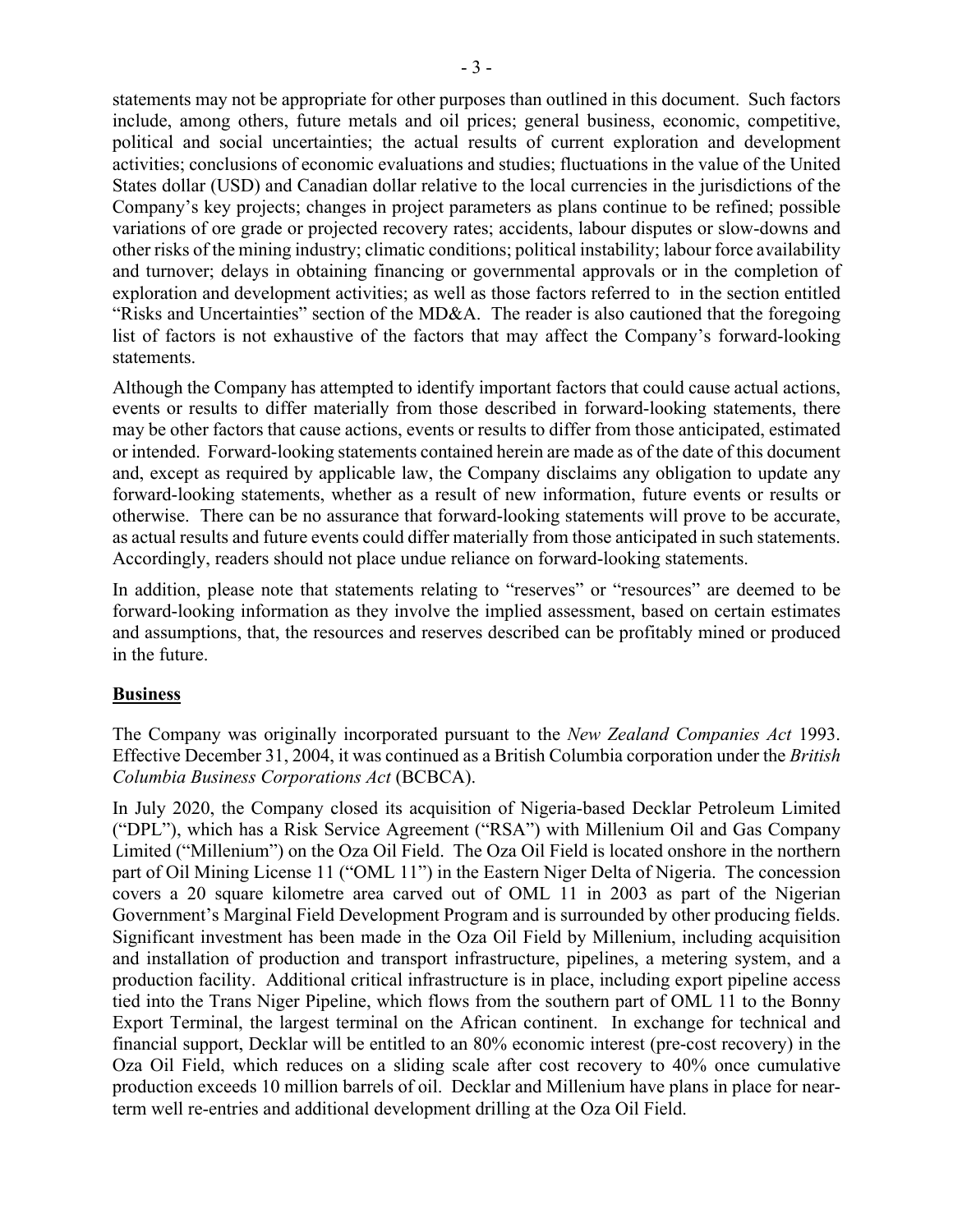statements may not be appropriate for other purposes than outlined in this document. Such factors include, among others, future metals and oil prices; general business, economic, competitive, political and social uncertainties; the actual results of current exploration and development activities; conclusions of economic evaluations and studies; fluctuations in the value of the United States dollar (USD) and Canadian dollar relative to the local currencies in the jurisdictions of the Company's key projects; changes in project parameters as plans continue to be refined; possible variations of ore grade or projected recovery rates; accidents, labour disputes or slow-downs and other risks of the mining industry; climatic conditions; political instability; labour force availability and turnover; delays in obtaining financing or governmental approvals or in the completion of exploration and development activities; as well as those factors referred to in the section entitled "Risks and Uncertainties" section of the MD&A. The reader is also cautioned that the foregoing list of factors is not exhaustive of the factors that may affect the Company's forward-looking statements.

Although the Company has attempted to identify important factors that could cause actual actions, events or results to differ materially from those described in forward-looking statements, there may be other factors that cause actions, events or results to differ from those anticipated, estimated or intended. Forward-looking statements contained herein are made as of the date of this document and, except as required by applicable law, the Company disclaims any obligation to update any forward-looking statements, whether as a result of new information, future events or results or otherwise. There can be no assurance that forward-looking statements will prove to be accurate, as actual results and future events could differ materially from those anticipated in such statements. Accordingly, readers should not place undue reliance on forward-looking statements.

In addition, please note that statements relating to "reserves" or "resources" are deemed to be forward-looking information as they involve the implied assessment, based on certain estimates and assumptions, that, the resources and reserves described can be profitably mined or produced in the future.

## Business

The Company was originally incorporated pursuant to the *New Zealand Companies Act* 1993. Effective December 31, 2004, it was continued as a British Columbia corporation under the *British Columbia Business Corporations Act* (BCBCA).

In July 2020, the Company closed its acquisition of Nigeria-based Decklar Petroleum Limited ("DPL"), which has a Risk Service Agreement ("RSA") with Millenium Oil and Gas Company Limited ("Millenium") on the Oza Oil Field. The Oza Oil Field is located onshore in the northern part of Oil Mining License 11 ("OML 11") in the Eastern Niger Delta of Nigeria. The concession covers a 20 square kilometre area carved out of OML 11 in 2003 as part of the Nigerian Government's Marginal Field Development Program and is surrounded by other producing fields. Significant investment has been made in the Oza Oil Field by Millenium, including acquisition and installation of production and transport infrastructure, pipelines, a metering system, and a production facility. Additional critical infrastructure is in place, including export pipeline access tied into the Trans Niger Pipeline, which flows from the southern part of OML 11 to the Bonny Export Terminal, the largest terminal on the African continent. In exchange for technical and financial support, Decklar will be entitled to an 80% economic interest (pre-cost recovery) in the Oza Oil Field, which reduces on a sliding scale after cost recovery to 40% once cumulative production exceeds 10 million barrels of oil. Decklar and Millenium have plans in place for near-term well re-entries and additional development drilling at the Oza Oil Field.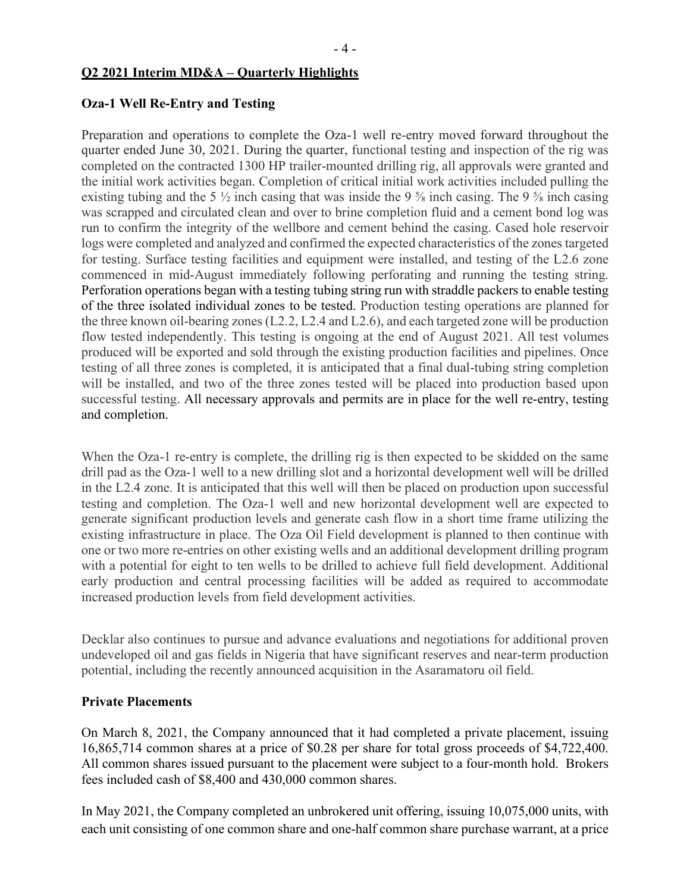## Q2 2021 Interim MD&A – Quarterly Highlights

### Oza-1 Well Re-Entry and Testing

Preparation and operations to complete the Oza-1 well re-entry moved forward throughout the quarter ended June 30, 2021. During the quarter, functional testing and inspection of the rig was completed on the contracted 1300 HP trailer-mounted drilling rig, all approvals were granted and the initial work activities began. Completion of critical initial work activities included pulling the existing tubing and the 5 ½ inch casing that was inside the 9 ⅝ inch casing. The 9 ⅝ inch casing was scrapped and circulated clean and over to brine completion fluid and a cement bond log was run to confirm the integrity of the wellbore and cement behind the casing. Cased hole reservoir logs were completed and analyzed and confirmed the expected characteristics of the zones targeted for testing. Surface testing facilities and equipment were installed, and testing of the L2.6 zone commenced in mid-August immediately following perforating and running the testing string. Perforation operations began with a testing tubing string run with straddle packers to enable testing of the three isolated individual zones to be tested. Production testing operations are planned for the three known oil-bearing zones (L2.2, L2.4 and L2.6), and each targeted zone will be production flow tested independently. This testing is ongoing at the end of August 2021. All test volumes produced will be exported and sold through the existing production facilities and pipelines. Once testing of all three zones is completed, it is anticipated that a final dual-tubing string completion will be installed, and two of the three zones tested will be placed into production based upon successful testing. All necessary approvals and permits are in place for the well re-entry, testing and completion.

When the Oza-1 re-entry is complete, the drilling rig is then expected to be skidded on the same drill pad as the Oza-1 well to a new drilling slot and a horizontal development well will be drilled in the L2.4 zone. It is anticipated that this well will then be placed on production upon successful testing and completion. The Oza-1 well and new horizontal development well are expected to generate significant production levels and generate cash flow in a short time frame utilizing the existing infrastructure in place. The Oza Oil Field development is planned to then continue with one or two more re-entries on other existing wells and an additional development drilling program with a potential for eight to ten wells to be drilled to achieve full field development. Additional early production and central processing facilities will be added as required to accommodate increased production levels from field development activities.

Decklar also continues to pursue and advance evaluations and negotiations for additional proven undeveloped oil and gas fields in Nigeria that have significant reserves and near-term production potential, including the recently announced acquisition in the Asaramatoru oil field.

### Private Placements

On March 8, 2021, the Company announced that it had completed a private placement, issuing 16,865,714 common shares at a price of $0.28 per share for total gross proceeds of $4,722,400. All common shares issued pursuant to the placement were subject to a four-month hold. Brokers fees included cash of $8,400 and 430,000 common shares.

In May 2021, the Company completed an unbrokered unit offering, issuing 10,075,000 units, with each unit consisting of one common share and one-half common share purchase warrant, at a price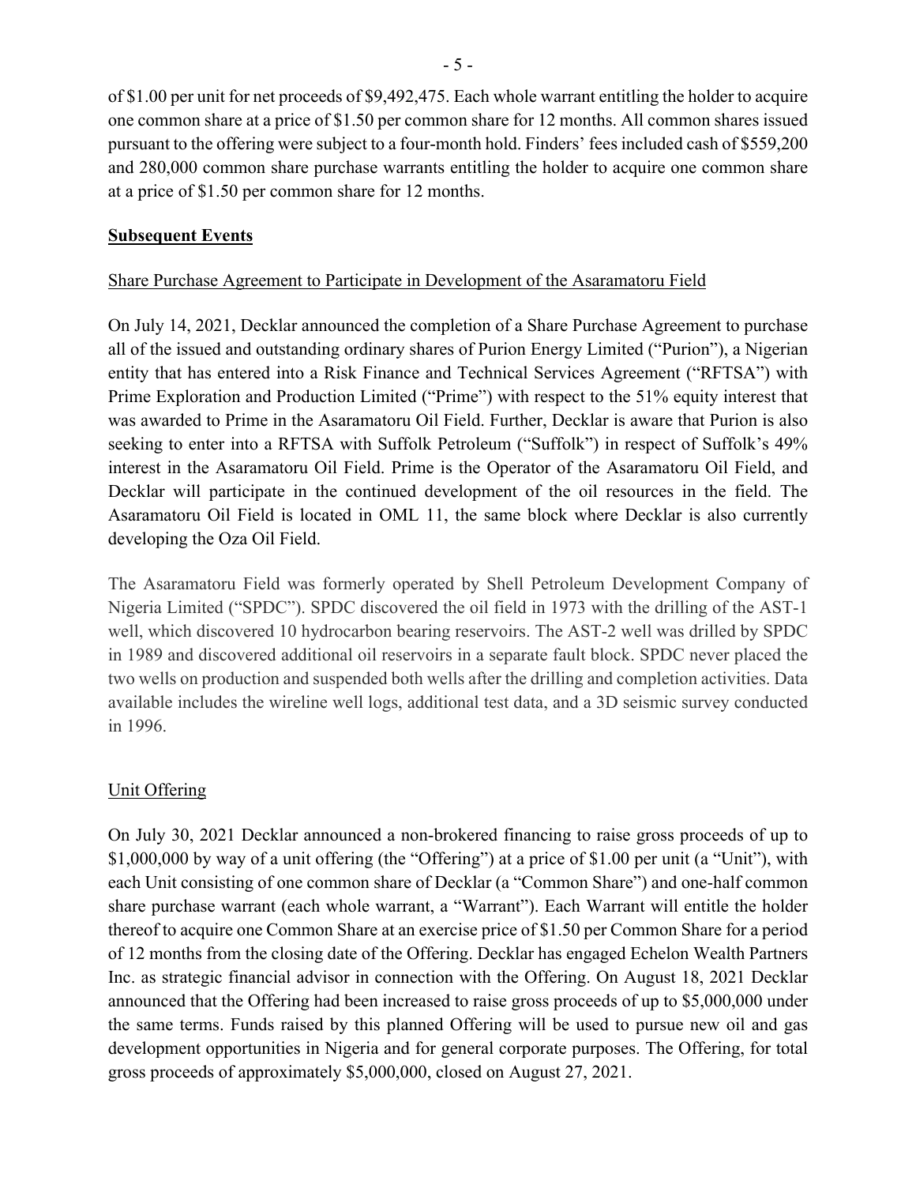of $1.00 per unit for net proceeds of $9,492,475. Each whole warrant entitling the holder to acquire one common share at a price of $1.50 per common share for 12 months. All common shares issued pursuant to the offering were subject to a four-month hold. Finders' fees included cash of $559,200 and 280,000 common share purchase warrants entitling the holder to acquire one common share at a price of $1.50 per common share for 12 months.

## Subsequent Events

### Share Purchase Agreement to Participate in Development of the Asaramatoru Field

On July 14, 2021, Decklar announced the completion of a Share Purchase Agreement to purchase all of the issued and outstanding ordinary shares of Purion Energy Limited ("Purion"), a Nigerian entity that has entered into a Risk Finance and Technical Services Agreement ("RFTSA") with Prime Exploration and Production Limited ("Prime") with respect to the 51% equity interest that was awarded to Prime in the Asaramatoru Oil Field. Further, Decklar is aware that Purion is also seeking to enter into a RFTSA with Suffolk Petroleum ("Suffolk") in respect of Suffolk's 49% interest in the Asaramatoru Oil Field. Prime is the Operator of the Asaramatoru Oil Field, and Decklar will participate in the continued development of the oil resources in the field. The Asaramatoru Oil Field is located in OML 11, the same block where Decklar is also currently developing the Oza Oil Field.

The Asaramatoru Field was formerly operated by Shell Petroleum Development Company of Nigeria Limited ("SPDC"). SPDC discovered the oil field in 1973 with the drilling of the AST-1 well, which discovered 10 hydrocarbon bearing reservoirs. The AST-2 well was drilled by SPDC in 1989 and discovered additional oil reservoirs in a separate fault block. SPDC never placed the two wells on production and suspended both wells after the drilling and completion activities. Data available includes the wireline well logs, additional test data, and a 3D seismic survey conducted in 1996.

### Unit Offering

On July 30, 2021 Decklar announced a non-brokered financing to raise gross proceeds of up to $1,000,000 by way of a unit offering (the "Offering") at a price of $1.00 per unit (a "Unit"), with each Unit consisting of one common share of Decklar (a "Common Share") and one-half common share purchase warrant (each whole warrant, a "Warrant"). Each Warrant will entitle the holder thereof to acquire one Common Share at an exercise price of $1.50 per Common Share for a period of 12 months from the closing date of the Offering. Decklar has engaged Echelon Wealth Partners Inc. as strategic financial advisor in connection with the Offering. On August 18, 2021 Decklar announced that the Offering had been increased to raise gross proceeds of up to $5,000,000 under the same terms. Funds raised by this planned Offering will be used to pursue new oil and gas development opportunities in Nigeria and for general corporate purposes. The Offering, for total gross proceeds of approximately $5,000,000, closed on August 27, 2021.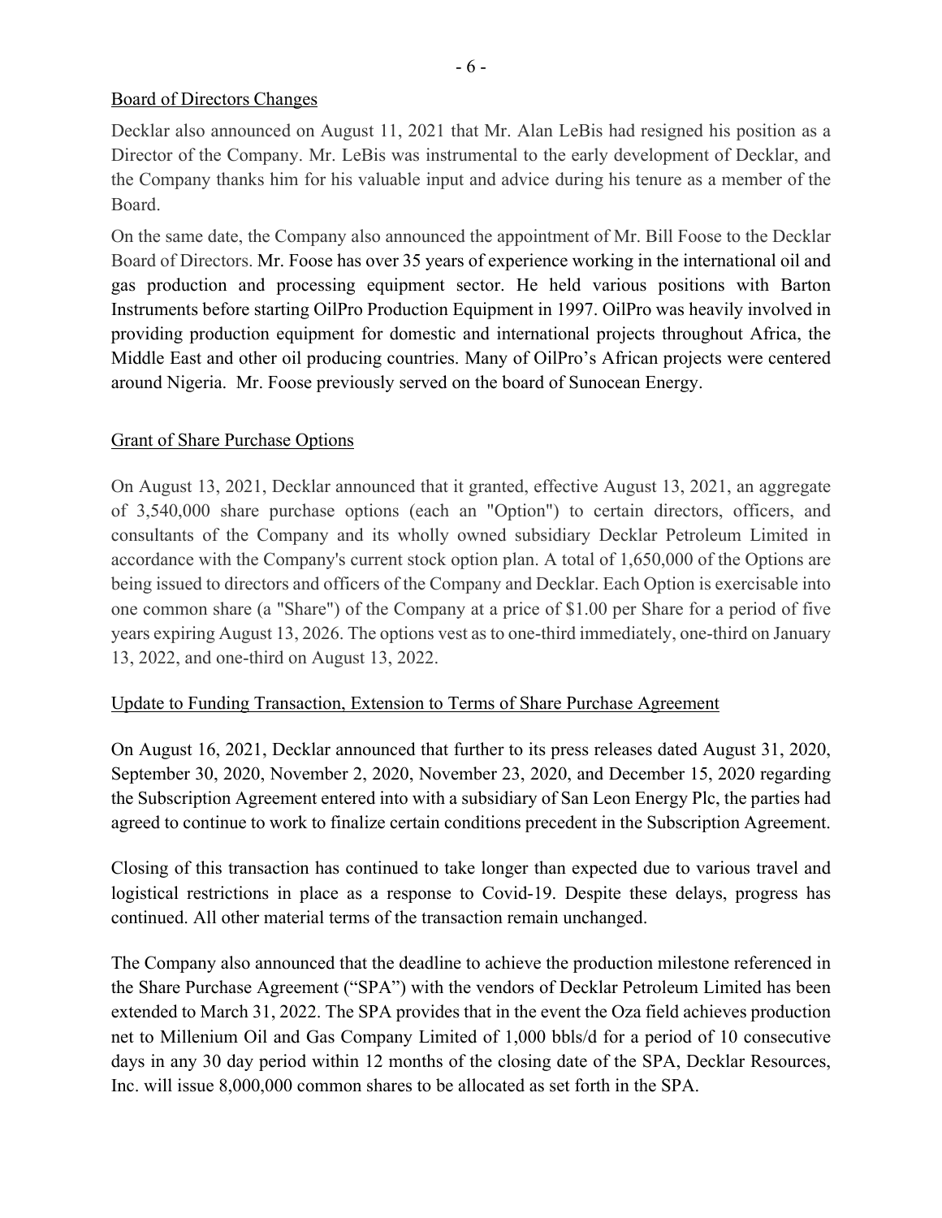## Board of Directors Changes

Decklar also announced on August 11, 2021 that Mr. Alan LeBis had resigned his position as a Director of the Company. Mr. LeBis was instrumental to the early development of Decklar, and the Company thanks him for his valuable input and advice during his tenure as a member of the Board.

On the same date, the Company also announced the appointment of Mr. Bill Foose to the Decklar Board of Directors. Mr. Foose has over 35 years of experience working in the international oil and gas production and processing equipment sector. He held various positions with Barton Instruments before starting OilPro Production Equipment in 1997. OilPro was heavily involved in providing production equipment for domestic and international projects throughout Africa, the Middle East and other oil producing countries. Many of OilPro's African projects were centered around Nigeria. Mr. Foose previously served on the board of Sunocean Energy.

## Grant of Share Purchase Options

On August 13, 2021, Decklar announced that it granted, effective August 13, 2021, an aggregate of 3,540,000 share purchase options (each an "Option") to certain directors, officers, and consultants of the Company and its wholly owned subsidiary Decklar Petroleum Limited in accordance with the Company's current stock option plan. A total of 1,650,000 of the Options are being issued to directors and officers of the Company and Decklar. Each Option is exercisable into one common share (a "Share") of the Company at a price of $1.00 per Share for a period of five years expiring August 13, 2026. The options vest as to one-third immediately, one-third on January 13, 2022, and one-third on August 13, 2022.

## Update to Funding Transaction, Extension to Terms of Share Purchase Agreement

On August 16, 2021, Decklar announced that further to its press releases dated August 31, 2020, September 30, 2020, November 2, 2020, November 23, 2020, and December 15, 2020 regarding the Subscription Agreement entered into with a subsidiary of San Leon Energy Plc, the parties had agreed to continue to work to finalize certain conditions precedent in the Subscription Agreement.

Closing of this transaction has continued to take longer than expected due to various travel and logistical restrictions in place as a response to Covid-19. Despite these delays, progress has continued. All other material terms of the transaction remain unchanged.

The Company also announced that the deadline to achieve the production milestone referenced in the Share Purchase Agreement ("SPA") with the vendors of Decklar Petroleum Limited has been extended to March 31, 2022. The SPA provides that in the event the Oza field achieves production net to Millenium Oil and Gas Company Limited of 1,000 bbls/d for a period of 10 consecutive days in any 30 day period within 12 months of the closing date of the SPA, Decklar Resources, Inc. will issue 8,000,000 common shares to be allocated as set forth in the SPA.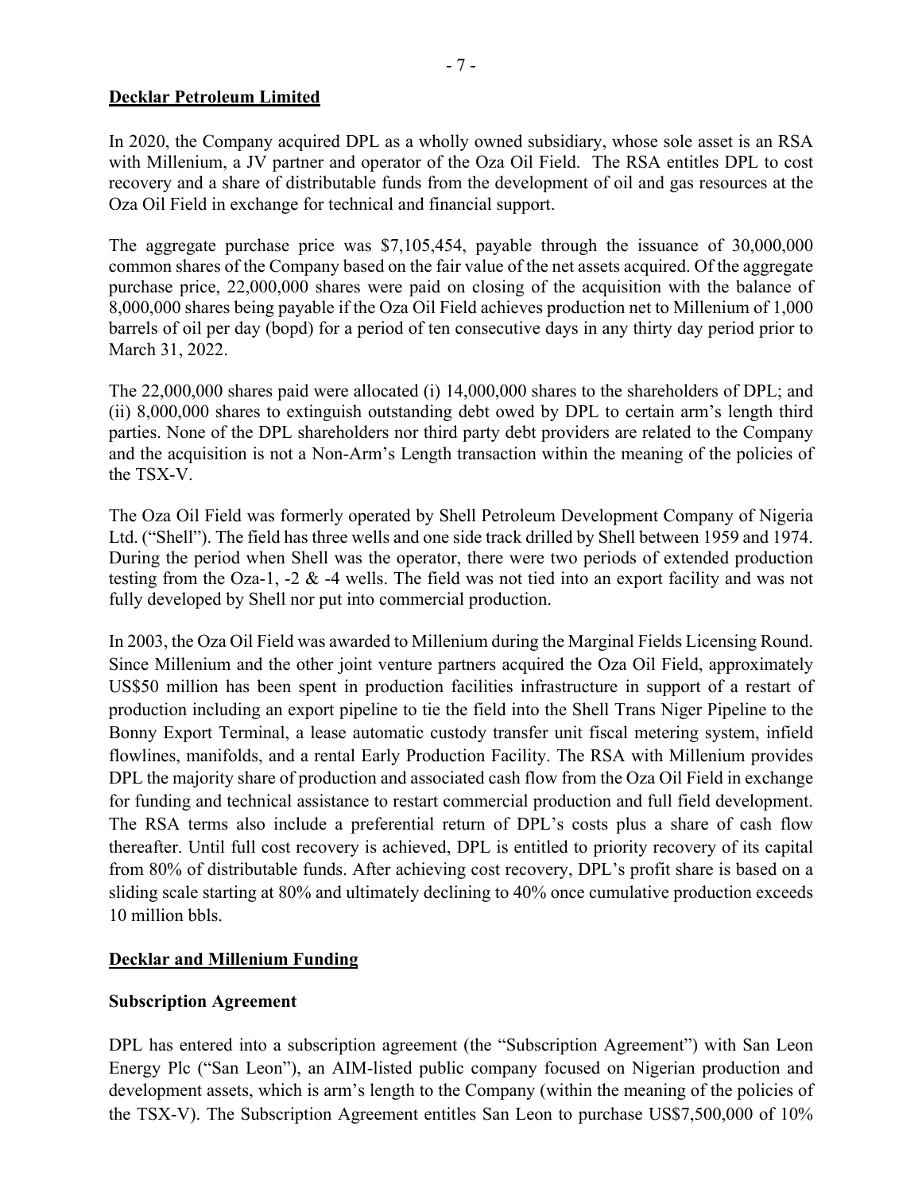**Decklar Petroleum Limited**

In 2020, the Company acquired DPL as a wholly owned subsidiary, whose sole asset is an RSA with Millenium, a JV partner and operator of the Oza Oil Field. The RSA entitles DPL to cost recovery and a share of distributable funds from the development of oil and gas resources at the Oza Oil Field in exchange for technical and financial support.

The aggregate purchase price was $7,105,454, payable through the issuance of 30,000,000 common shares of the Company based on the fair value of the net assets acquired. Of the aggregate purchase price, 22,000,000 shares were paid on closing of the acquisition with the balance of 8,000,000 shares being payable if the Oza Oil Field achieves production net to Millenium of 1,000 barrels of oil per day (bopd) for a period of ten consecutive days in any thirty day period prior to March 31, 2022.

The 22,000,000 shares paid were allocated (i) 14,000,000 shares to the shareholders of DPL; and (ii) 8,000,000 shares to extinguish outstanding debt owed by DPL to certain arm's length third parties. None of the DPL shareholders nor third party debt providers are related to the Company and the acquisition is not a Non-Arm's Length transaction within the meaning of the policies of the TSX-V.

The Oza Oil Field was formerly operated by Shell Petroleum Development Company of Nigeria Ltd. ("Shell"). The field has three wells and one side track drilled by Shell between 1959 and 1974. During the period when Shell was the operator, there were two periods of extended production testing from the Oza-1, -2 & -4 wells. The field was not tied into an export facility and was not fully developed by Shell nor put into commercial production.

In 2003, the Oza Oil Field was awarded to Millenium during the Marginal Fields Licensing Round. Since Millenium and the other joint venture partners acquired the Oza Oil Field, approximately US$50 million has been spent in production facilities infrastructure in support of a restart of production including an export pipeline to tie the field into the Shell Trans Niger Pipeline to the Bonny Export Terminal, a lease automatic custody transfer unit fiscal metering system, infield flowlines, manifolds, and a rental Early Production Facility. The RSA with Millenium provides DPL the majority share of production and associated cash flow from the Oza Oil Field in exchange for funding and technical assistance to restart commercial production and full field development. The RSA terms also include a preferential return of DPL's costs plus a share of cash flow thereafter. Until full cost recovery is achieved, DPL is entitled to priority recovery of its capital from 80% of distributable funds. After achieving cost recovery, DPL's profit share is based on a sliding scale starting at 80% and ultimately declining to 40% once cumulative production exceeds 10 million bbls.

**Decklar and Millenium Funding**

**Subscription Agreement**

DPL has entered into a subscription agreement (the "Subscription Agreement") with San Leon Energy Plc ("San Leon"), an AIM-listed public company focused on Nigerian production and development assets, which is arm's length to the Company (within the meaning of the policies of the TSX-V). The Subscription Agreement entitles San Leon to purchase US$7,500,000 of 10%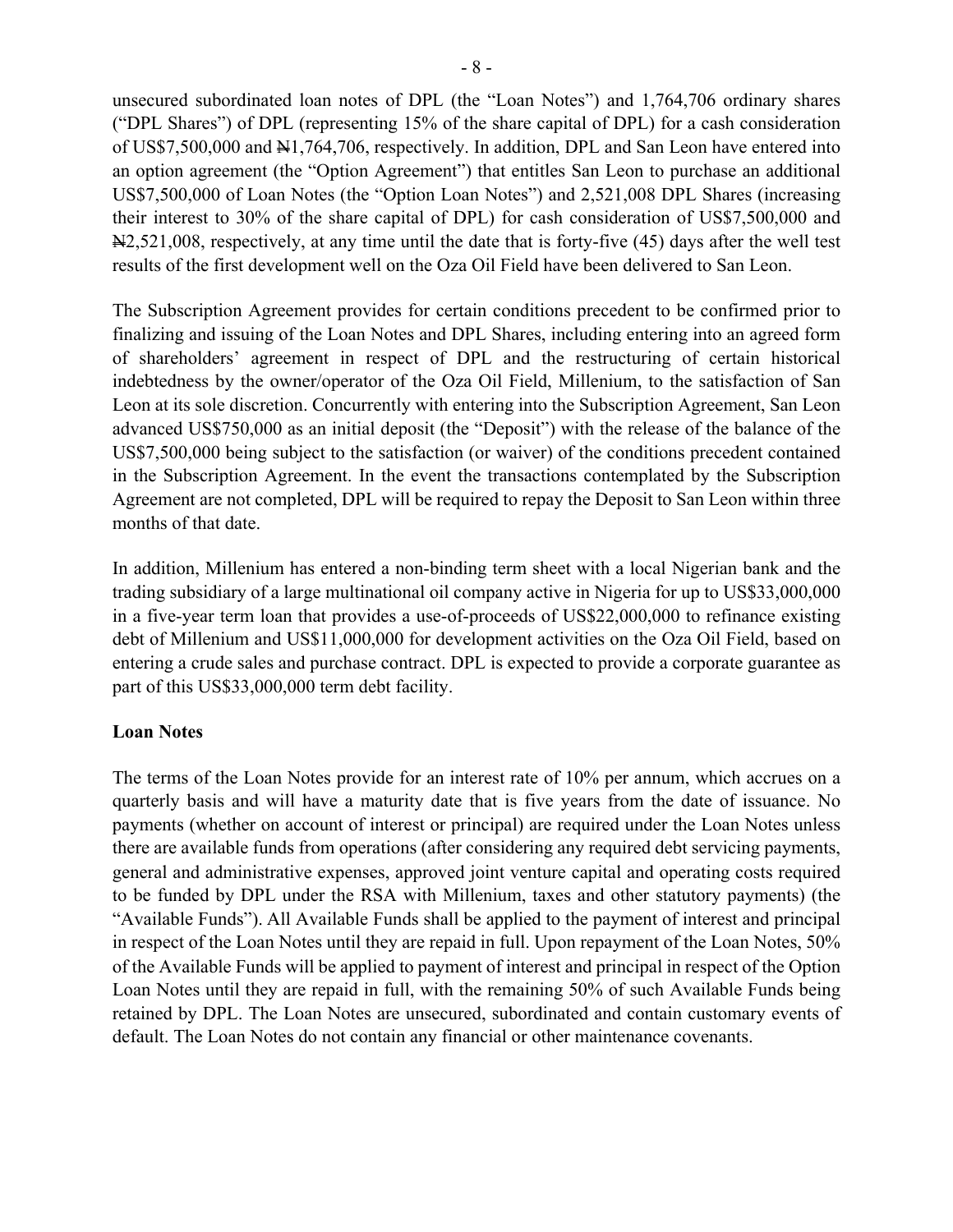unsecured subordinated loan notes of DPL (the "Loan Notes") and 1,764,706 ordinary shares ("DPL Shares") of DPL (representing 15% of the share capital of DPL) for a cash consideration of US$7,500,000 and ₦1,764,706, respectively. In addition, DPL and San Leon have entered into an option agreement (the "Option Agreement") that entitles San Leon to purchase an additional US$7,500,000 of Loan Notes (the "Option Loan Notes") and 2,521,008 DPL Shares (increasing their interest to 30% of the share capital of DPL) for cash consideration of US$7,500,000 and ₦2,521,008, respectively, at any time until the date that is forty-five (45) days after the well test results of the first development well on the Oza Oil Field have been delivered to San Leon.

The Subscription Agreement provides for certain conditions precedent to be confirmed prior to finalizing and issuing of the Loan Notes and DPL Shares, including entering into an agreed form of shareholders' agreement in respect of DPL and the restructuring of certain historical indebtedness by the owner/operator of the Oza Oil Field, Millenium, to the satisfaction of San Leon at its sole discretion. Concurrently with entering into the Subscription Agreement, San Leon advanced US$750,000 as an initial deposit (the "Deposit") with the release of the balance of the US$7,500,000 being subject to the satisfaction (or waiver) of the conditions precedent contained in the Subscription Agreement. In the event the transactions contemplated by the Subscription Agreement are not completed, DPL will be required to repay the Deposit to San Leon within three months of that date.

In addition, Millenium has entered a non-binding term sheet with a local Nigerian bank and the trading subsidiary of a large multinational oil company active in Nigeria for up to US$33,000,000 in a five-year term loan that provides a use-of-proceeds of US$22,000,000 to refinance existing debt of Millenium and US$11,000,000 for development activities on the Oza Oil Field, based on entering a crude sales and purchase contract. DPL is expected to provide a corporate guarantee as part of this US$33,000,000 term debt facility.

**Loan Notes**

The terms of the Loan Notes provide for an interest rate of 10% per annum, which accrues on a quarterly basis and will have a maturity date that is five years from the date of issuance. No payments (whether on account of interest or principal) are required under the Loan Notes unless there are available funds from operations (after considering any required debt servicing payments, general and administrative expenses, approved joint venture capital and operating costs required to be funded by DPL under the RSA with Millenium, taxes and other statutory payments) (the "Available Funds"). All Available Funds shall be applied to the payment of interest and principal in respect of the Loan Notes until they are repaid in full. Upon repayment of the Loan Notes, 50% of the Available Funds will be applied to payment of interest and principal in respect of the Option Loan Notes until they are repaid in full, with the remaining 50% of such Available Funds being retained by DPL. The Loan Notes are unsecured, subordinated and contain customary events of default. The Loan Notes do not contain any financial or other maintenance covenants.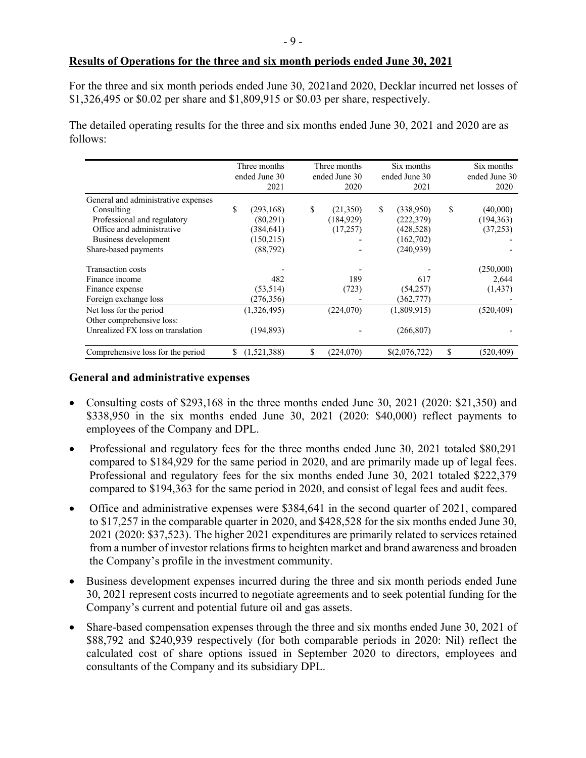**Results of Operations for the three and six month periods ended June 30, 2021**

For the three and six month periods ended June 30, 2021and 2020, Decklar incurred net losses of $1,326,495 or $0.02 per share and $1,809,915 or $0.03 per share, respectively.

The detailed operating results for the three and six months ended June 30, 2021 and 2020 are as follows:

| | Three months ended June 30 2021 | Three months ended June 30 2020 | Six months ended June 30 2021 | Six months ended June 30 2020 |
|---|---|---|---|---|
| General and administrative expenses | | | | |
| Consulting | $ (293,168) | $ (21,350) | $ (338,950) | $ (40,000) |
| Professional and regulatory | (80,291) | (184,929) | (222,379) | (194,363) |
| Office and administrative | (384,641) | (17,257) | (428,528) | (37,253) |
| Business development | (150,215) | - | (162,702) | - |
| Share-based payments | (88,792) | - | (240,939) | - |
| Transaction costs | - | - | - | (250,000) |
| Finance income | 482 | 189 | 617 | 2,644 |
| Finance expense | (53,514) | (723) | (54,257) | (1,437) |
| Foreign exchange loss | (276,356) | - | (362,777) | - |
| Net loss for the period | (1,326,495) | (224,070) | (1,809,915) | (520,409) |
| Other comprehensive loss: | | | | |
| Unrealized FX loss on translation | (194,893) | - | (266,807) | - |
| Comprehensive loss for the period | $ (1,521,388) | $ (224,070) | $(2,076,722) | $ (520,409) |

### General and administrative expenses

- Consulting costs of $293,168 in the three months ended June 30, 2021 (2020: $21,350) and $338,950 in the six months ended June 30, 2021 (2020: $40,000) reflect payments to employees of the Company and DPL.
- Professional and regulatory fees for the three months ended June 30, 2021 totaled $80,291 compared to $184,929 for the same period in 2020, and are primarily made up of legal fees. Professional and regulatory fees for the six months ended June 30, 2021 totaled $222,379 compared to $194,363 for the same period in 2020, and consist of legal fees and audit fees.
- Office and administrative expenses were $384,641 in the second quarter of 2021, compared to $17,257 in the comparable quarter in 2020, and $428,528 for the six months ended June 30, 2021 (2020: $37,523). The higher 2021 expenditures are primarily related to services retained from a number of investor relations firms to heighten market and brand awareness and broaden the Company's profile in the investment community.
- Business development expenses incurred during the three and six month periods ended June 30, 2021 represent costs incurred to negotiate agreements and to seek potential funding for the Company's current and potential future oil and gas assets.
- Share-based compensation expenses through the three and six months ended June 30, 2021 of $88,792 and $240,939 respectively (for both comparable periods in 2020: Nil) reflect the calculated cost of share options issued in September 2020 to directors, employees and consultants of the Company and its subsidiary DPL.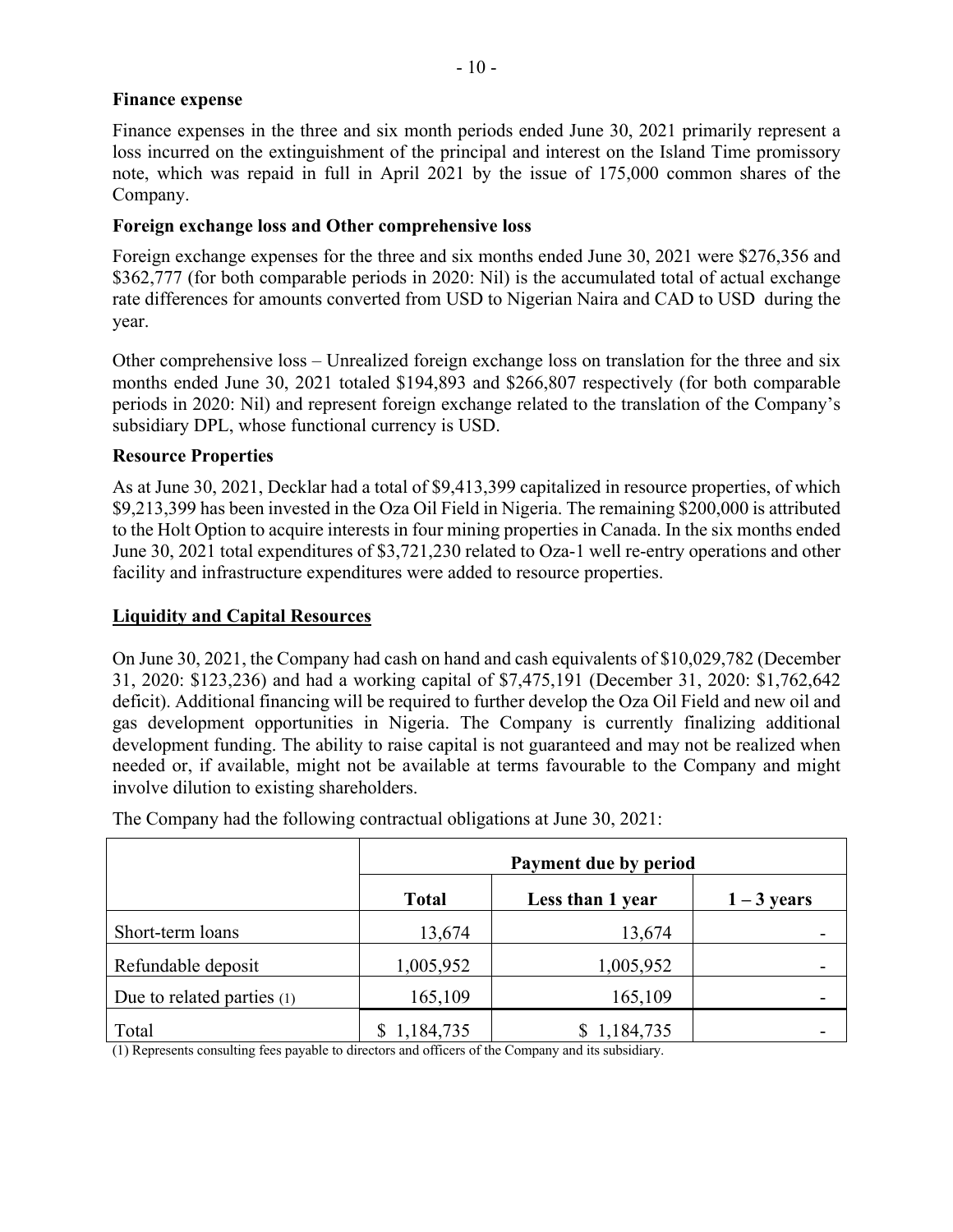**Finance expense**

Finance expenses in the three and six month periods ended June 30, 2021 primarily represent a loss incurred on the extinguishment of the principal and interest on the Island Time promissory note, which was repaid in full in April 2021 by the issue of 175,000 common shares of the Company.

**Foreign exchange loss and Other comprehensive loss**

Foreign exchange expenses for the three and six months ended June 30, 2021 were $276,356 and $362,777 (for both comparable periods in 2020: Nil) is the accumulated total of actual exchange rate differences for amounts converted from USD to Nigerian Naira and CAD to USD during the year.

Other comprehensive loss – Unrealized foreign exchange loss on translation for the three and six months ended June 30, 2021 totaled $194,893 and $266,807 respectively (for both comparable periods in 2020: Nil) and represent foreign exchange related to the translation of the Company's subsidiary DPL, whose functional currency is USD.

**Resource Properties**

As at June 30, 2021, Decklar had a total of $9,413,399 capitalized in resource properties, of which $9,213,399 has been invested in the Oza Oil Field in Nigeria. The remaining $200,000 is attributed to the Holt Option to acquire interests in four mining properties in Canada. In the six months ended June 30, 2021 total expenditures of $3,721,230 related to Oza-1 well re-entry operations and other facility and infrastructure expenditures were added to resource properties.

**Liquidity and Capital Resources**

On June 30, 2021, the Company had cash on hand and cash equivalents of $10,029,782 (December 31, 2020: $123,236) and had a working capital of $7,475,191 (December 31, 2020: $1,762,642 deficit). Additional financing will be required to further develop the Oza Oil Field and new oil and gas development opportunities in Nigeria. The Company is currently finalizing additional development funding. The ability to raise capital is not guaranteed and may not be realized when needed or, if available, might not be available at terms favourable to the Company and might involve dilution to existing shareholders.

The Company had the following contractual obligations at June 30, 2021:

| | Payment due by period | | |
|---|---|---|---|
| | **Total** | **Less than 1 year** | **1 – 3 years** |
| Short-term loans | 13,674 | 13,674 | - |
| Refundable deposit | 1,005,952 | 1,005,952 | - |
| Due to related parties (1) | 165,109 | 165,109 | - |
| Total | $ 1,184,735 | $ 1,184,735 | - |

(1) Represents consulting fees payable to directors and officers of the Company and its subsidiary.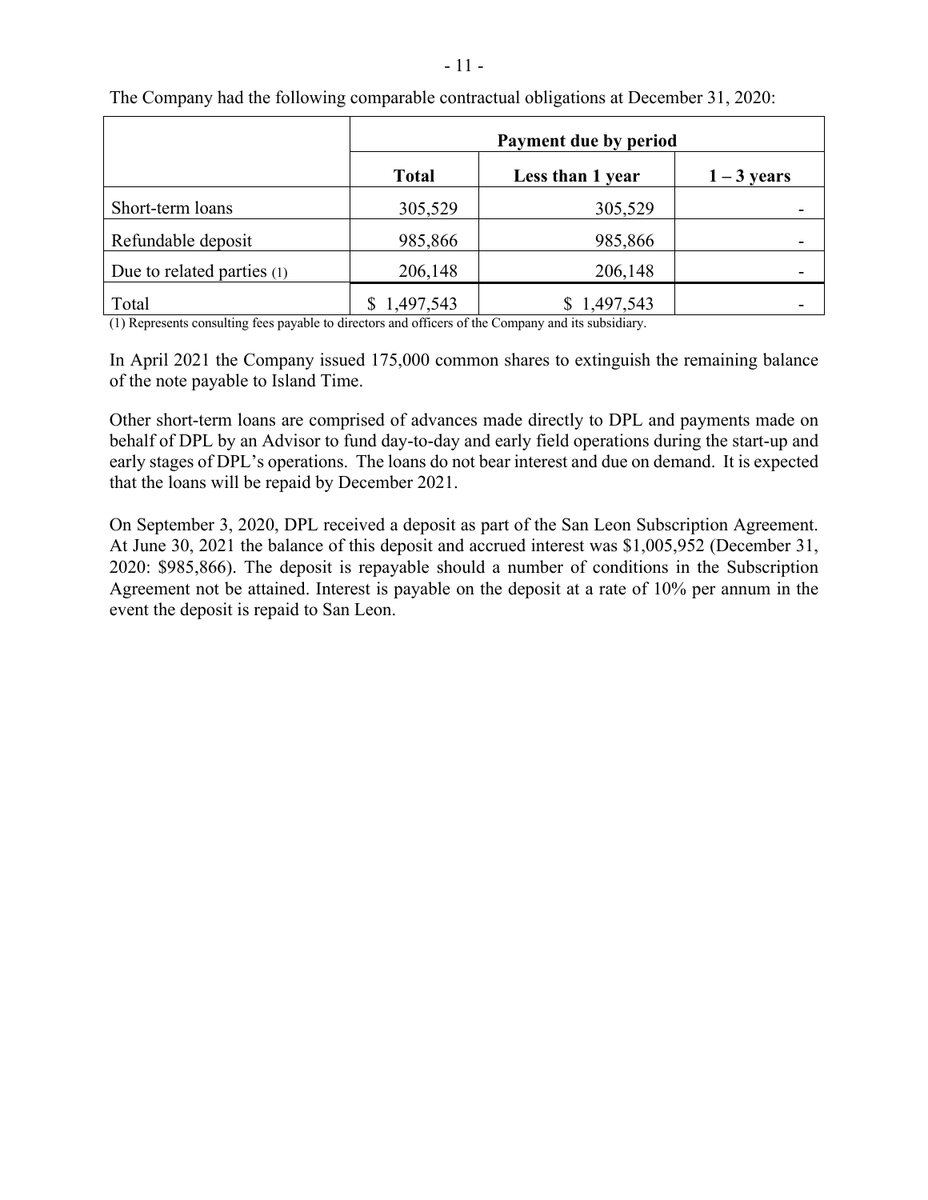The Company had the following comparable contractual obligations at December 31, 2020:

| | Payment due by period | | |
|---|---|---|---|
| | **Total** | **Less than 1 year** | **1 – 3 years** |
| Short-term loans | 305,529 | 305,529 | - |
| Refundable deposit | 985,866 | 985,866 | - |
| Due to related parties (1) | 206,148 | 206,148 | - |
| Total | $ 1,497,543 | $ 1,497,543 | - |

(1) Represents consulting fees payable to directors and officers of the Company and its subsidiary.

In April 2021 the Company issued 175,000 common shares to extinguish the remaining balance of the note payable to Island Time.

Other short-term loans are comprised of advances made directly to DPL and payments made on behalf of DPL by an Advisor to fund day-to-day and early field operations during the start-up and early stages of DPL's operations. The loans do not bear interest and due on demand. It is expected that the loans will be repaid by December 2021.

On September 3, 2020, DPL received a deposit as part of the San Leon Subscription Agreement. At June 30, 2021 the balance of this deposit and accrued interest was $1,005,952 (December 31, 2020: $985,866). The deposit is repayable should a number of conditions in the Subscription Agreement not be attained. Interest is payable on the deposit at a rate of 10% per annum in the event the deposit is repaid to San Leon.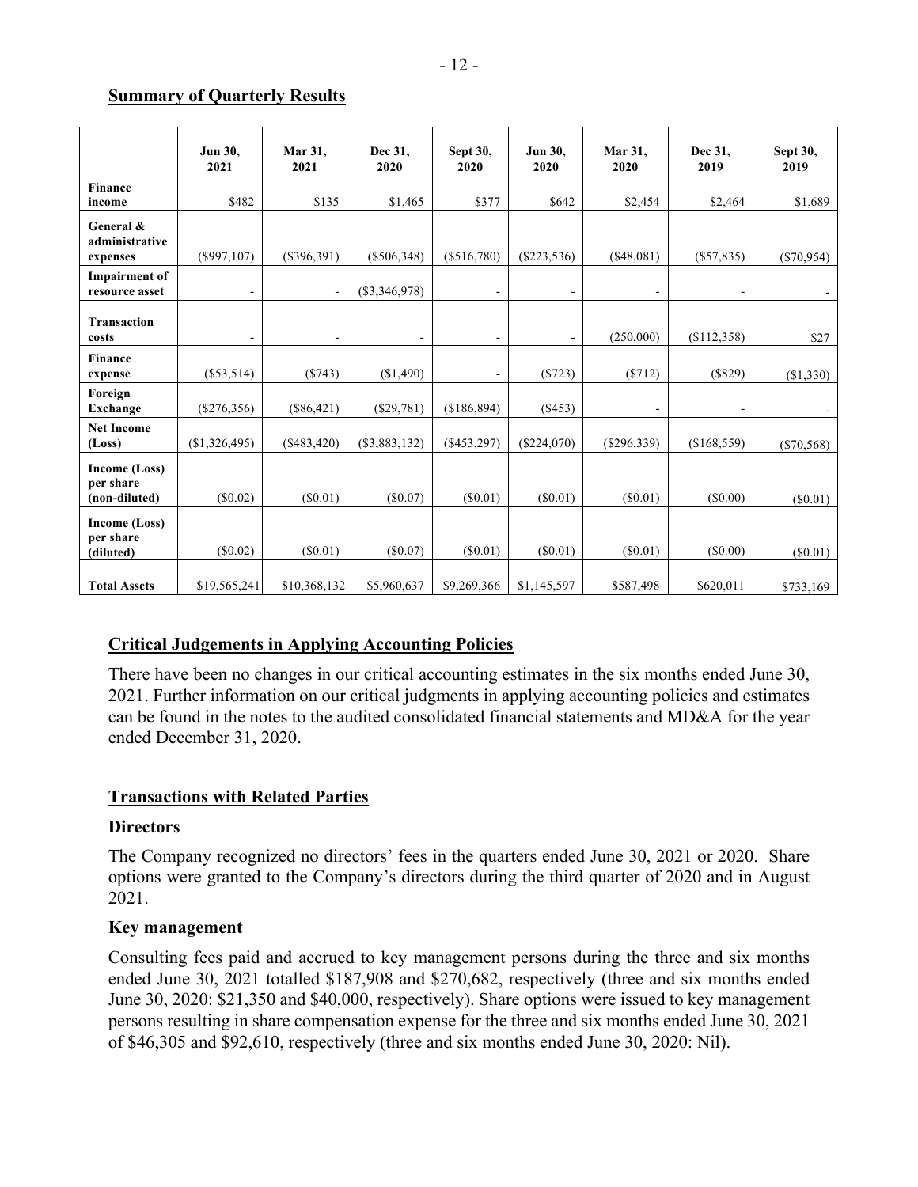## Summary of Quarterly Results

|  | Jun 30, 2021 | Mar 31, 2021 | Dec 31, 2020 | Sept 30, 2020 | Jun 30, 2020 | Mar 31, 2020 | Dec 31, 2019 | Sept 30, 2019 |
|---|---|---|---|---|---|---|---|---|
| **Finance income** | \$482 | \$135 | \$1,465 | \$377 | \$642 | \$2,454 | \$2,464 | \$1,689 |
| **General & administrative expenses** | (\$997,107) | (\$396,391) | (\$506,348) | (\$516,780) | (\$223,536) | (\$48,081) | (\$57,835) | (\$70,954) |
| **Impairment of resource asset** | - | - | (\$3,346,978) | - | - | - | - | - |
| **Transaction costs** | - | - | - | - | - | (250,000) | (\$112,358) | \$27 |
| **Finance expense** | (\$53,514) | (\$743) | (\$1,490) | - | (\$723) | (\$712) | (\$829) | (\$1,330) |
| **Foreign Exchange** | (\$276,356) | (\$86,421) | (\$29,781) | (\$186,894) | (\$453) | - | - | - |
| **Net Income (Loss)** | (\$1,326,495) | (\$483,420) | (\$3,883,132) | (\$453,297) | (\$224,070) | (\$296,339) | (\$168,559) | (\$70,568) |
| **Income (Loss) per share (non-diluted)** | (\$0.02) | (\$0.01) | (\$0.07) | (\$0.01) | (\$0.01) | (\$0.01) | (\$0.00) | (\$0.01) |
| **Income (Loss) per share (diluted)** | (\$0.02) | (\$0.01) | (\$0.07) | (\$0.01) | (\$0.01) | (\$0.01) | (\$0.00) | (\$0.01) |
| **Total Assets** | \$19,565,241 | \$10,368,132 | \$5,960,637 | \$9,269,366 | \$1,145,597 | \$587,498 | \$620,011 | \$733,169 |

## Critical Judgements in Applying Accounting Policies

There have been no changes in our critical accounting estimates in the six months ended June 30, 2021. Further information on our critical judgments in applying accounting policies and estimates can be found in the notes to the audited consolidated financial statements and MD&A for the year ended December 31, 2020.

## Transactions with Related Parties

### Directors

The Company recognized no directors' fees in the quarters ended June 30, 2021 or 2020. Share options were granted to the Company's directors during the third quarter of 2020 and in August 2021.

### Key management

Consulting fees paid and accrued to key management persons during the three and six months ended June 30, 2021 totalled \$187,908 and \$270,682, respectively (three and six months ended June 30, 2020: \$21,350 and \$40,000, respectively). Share options were issued to key management persons resulting in share compensation expense for the three and six months ended June 30, 2021 of \$46,305 and \$92,610, respectively (three and six months ended June 30, 2020: Nil).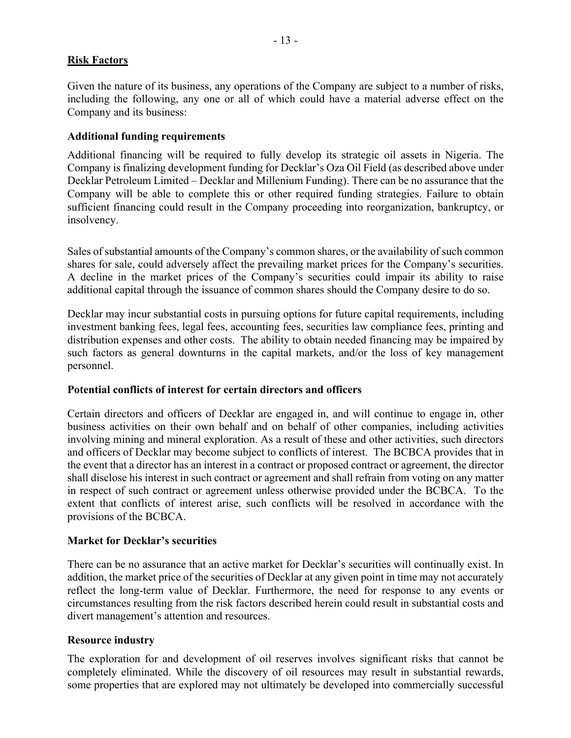## Risk Factors

Given the nature of its business, any operations of the Company are subject to a number of risks, including the following, any one or all of which could have a material adverse effect on the Company and its business:

### Additional funding requirements

Additional financing will be required to fully develop its strategic oil assets in Nigeria. The Company is finalizing development funding for Decklar's Oza Oil Field (as described above under Decklar Petroleum Limited – Decklar and Millenium Funding). There can be no assurance that the Company will be able to complete this or other required funding strategies. Failure to obtain sufficient financing could result in the Company proceeding into reorganization, bankruptcy, or insolvency.

Sales of substantial amounts of the Company's common shares, or the availability of such common shares for sale, could adversely affect the prevailing market prices for the Company's securities. A decline in the market prices of the Company's securities could impair its ability to raise additional capital through the issuance of common shares should the Company desire to do so.

Decklar may incur substantial costs in pursuing options for future capital requirements, including investment banking fees, legal fees, accounting fees, securities law compliance fees, printing and distribution expenses and other costs. The ability to obtain needed financing may be impaired by such factors as general downturns in the capital markets, and/or the loss of key management personnel.

### Potential conflicts of interest for certain directors and officers

Certain directors and officers of Decklar are engaged in, and will continue to engage in, other business activities on their own behalf and on behalf of other companies, including activities involving mining and mineral exploration. As a result of these and other activities, such directors and officers of Decklar may become subject to conflicts of interest. The BCBCA provides that in the event that a director has an interest in a contract or proposed contract or agreement, the director shall disclose his interest in such contract or agreement and shall refrain from voting on any matter in respect of such contract or agreement unless otherwise provided under the BCBCA. To the extent that conflicts of interest arise, such conflicts will be resolved in accordance with the provisions of the BCBCA.

### Market for Decklar's securities

There can be no assurance that an active market for Decklar's securities will continually exist. In addition, the market price of the securities of Decklar at any given point in time may not accurately reflect the long-term value of Decklar. Furthermore, the need for response to any events or circumstances resulting from the risk factors described herein could result in substantial costs and divert management's attention and resources.

### Resource industry

The exploration for and development of oil reserves involves significant risks that cannot be completely eliminated. While the discovery of oil resources may result in substantial rewards, some properties that are explored may not ultimately be developed into commercially successful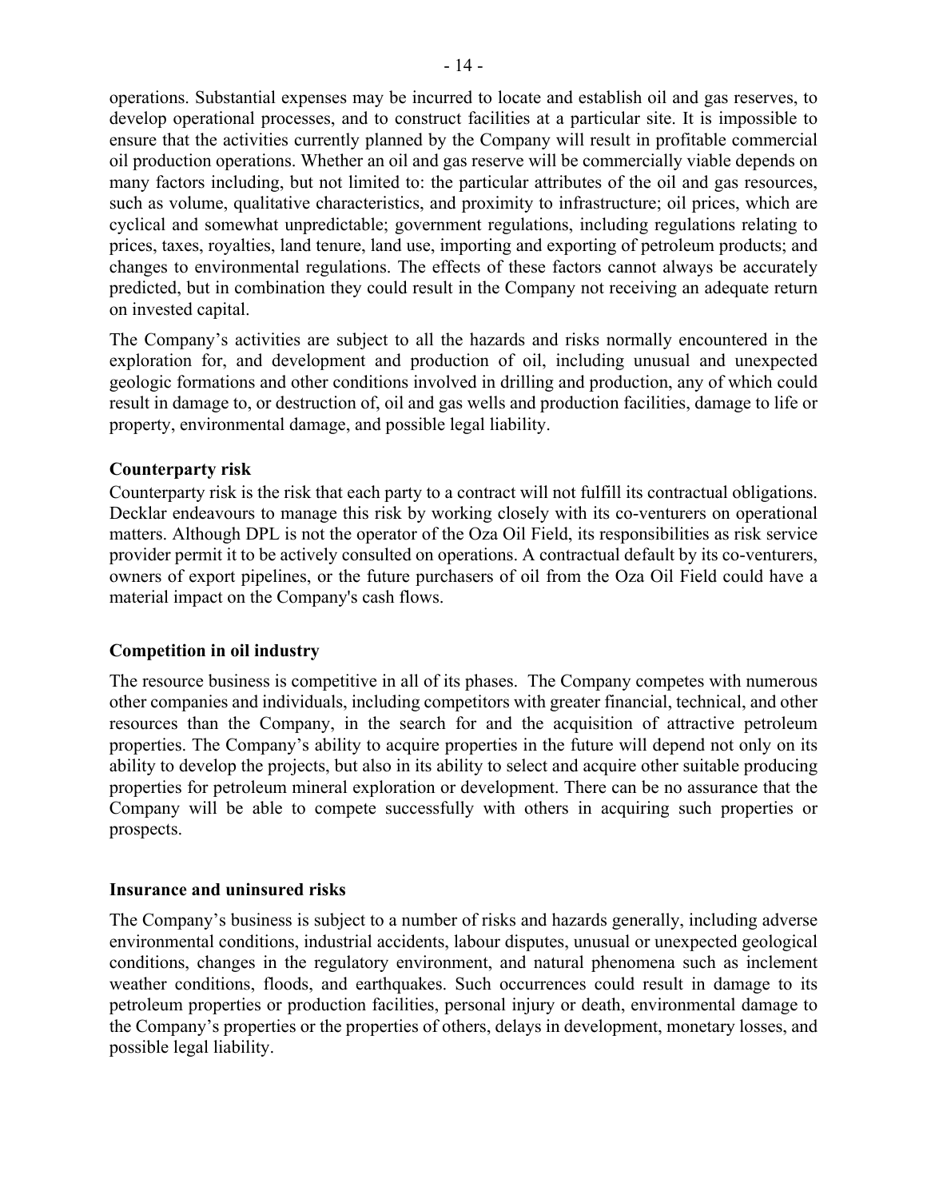operations. Substantial expenses may be incurred to locate and establish oil and gas reserves, to develop operational processes, and to construct facilities at a particular site. It is impossible to ensure that the activities currently planned by the Company will result in profitable commercial oil production operations. Whether an oil and gas reserve will be commercially viable depends on many factors including, but not limited to: the particular attributes of the oil and gas resources, such as volume, qualitative characteristics, and proximity to infrastructure; oil prices, which are cyclical and somewhat unpredictable; government regulations, including regulations relating to prices, taxes, royalties, land tenure, land use, importing and exporting of petroleum products; and changes to environmental regulations. The effects of these factors cannot always be accurately predicted, but in combination they could result in the Company not receiving an adequate return on invested capital.

The Company's activities are subject to all the hazards and risks normally encountered in the exploration for, and development and production of oil, including unusual and unexpected geologic formations and other conditions involved in drilling and production, any of which could result in damage to, or destruction of, oil and gas wells and production facilities, damage to life or property, environmental damage, and possible legal liability.

**Counterparty risk**

Counterparty risk is the risk that each party to a contract will not fulfill its contractual obligations. Decklar endeavours to manage this risk by working closely with its co-venturers on operational matters. Although DPL is not the operator of the Oza Oil Field, its responsibilities as risk service provider permit it to be actively consulted on operations. A contractual default by its co-venturers, owners of export pipelines, or the future purchasers of oil from the Oza Oil Field could have a material impact on the Company's cash flows.

**Competition in oil industry**

The resource business is competitive in all of its phases. The Company competes with numerous other companies and individuals, including competitors with greater financial, technical, and other resources than the Company, in the search for and the acquisition of attractive petroleum properties. The Company's ability to acquire properties in the future will depend not only on its ability to develop the projects, but also in its ability to select and acquire other suitable producing properties for petroleum mineral exploration or development. There can be no assurance that the Company will be able to compete successfully with others in acquiring such properties or prospects.

**Insurance and uninsured risks**

The Company's business is subject to a number of risks and hazards generally, including adverse environmental conditions, industrial accidents, labour disputes, unusual or unexpected geological conditions, changes in the regulatory environment, and natural phenomena such as inclement weather conditions, floods, and earthquakes. Such occurrences could result in damage to its petroleum properties or production facilities, personal injury or death, environmental damage to the Company's properties or the properties of others, delays in development, monetary losses, and possible legal liability.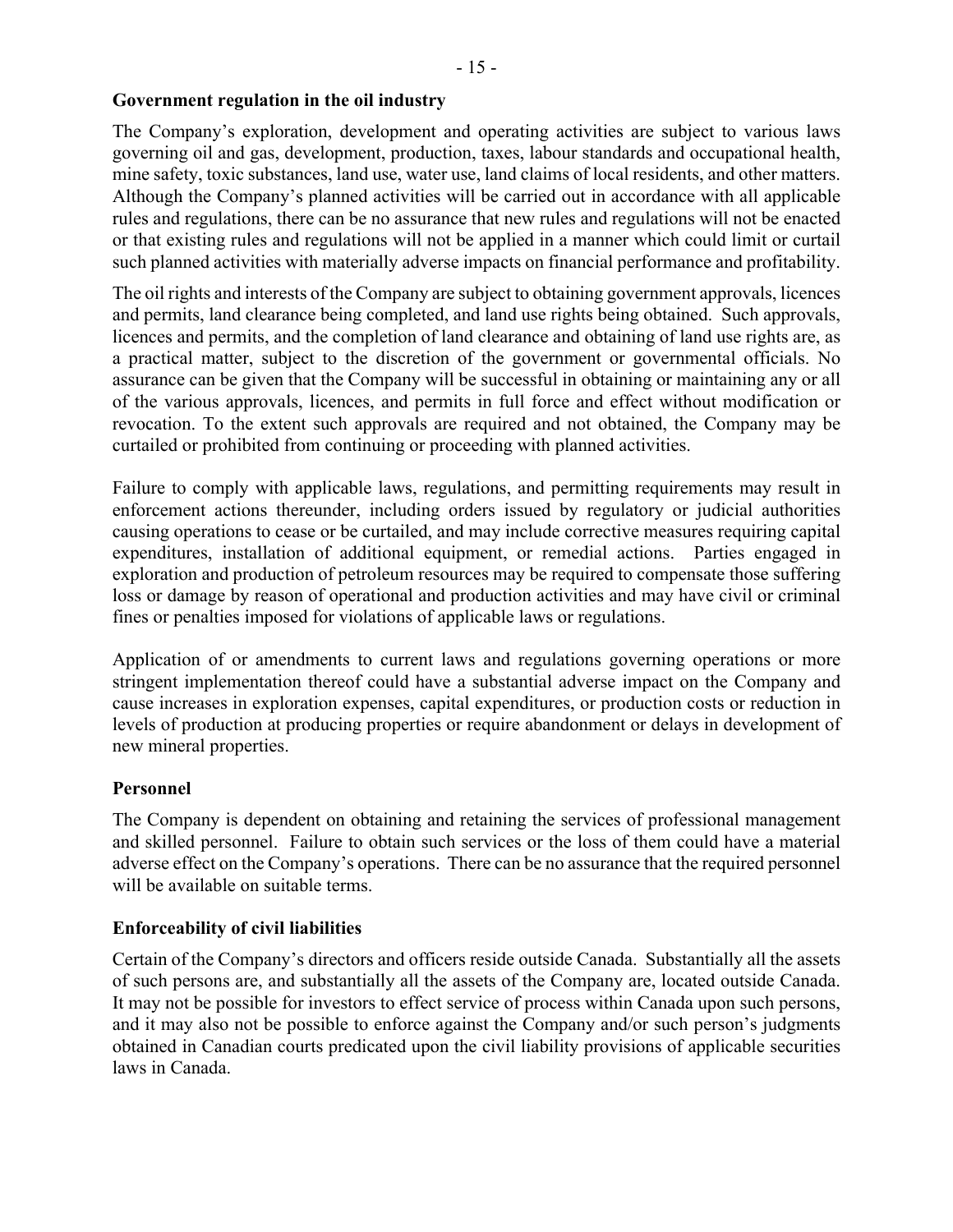**Government regulation in the oil industry**

The Company's exploration, development and operating activities are subject to various laws governing oil and gas, development, production, taxes, labour standards and occupational health, mine safety, toxic substances, land use, water use, land claims of local residents, and other matters. Although the Company's planned activities will be carried out in accordance with all applicable rules and regulations, there can be no assurance that new rules and regulations will not be enacted or that existing rules and regulations will not be applied in a manner which could limit or curtail such planned activities with materially adverse impacts on financial performance and profitability.

The oil rights and interests of the Company are subject to obtaining government approvals, licences and permits, land clearance being completed, and land use rights being obtained. Such approvals, licences and permits, and the completion of land clearance and obtaining of land use rights are, as a practical matter, subject to the discretion of the government or governmental officials. No assurance can be given that the Company will be successful in obtaining or maintaining any or all of the various approvals, licences, and permits in full force and effect without modification or revocation. To the extent such approvals are required and not obtained, the Company may be curtailed or prohibited from continuing or proceeding with planned activities.

Failure to comply with applicable laws, regulations, and permitting requirements may result in enforcement actions thereunder, including orders issued by regulatory or judicial authorities causing operations to cease or be curtailed, and may include corrective measures requiring capital expenditures, installation of additional equipment, or remedial actions. Parties engaged in exploration and production of petroleum resources may be required to compensate those suffering loss or damage by reason of operational and production activities and may have civil or criminal fines or penalties imposed for violations of applicable laws or regulations.

Application of or amendments to current laws and regulations governing operations or more stringent implementation thereof could have a substantial adverse impact on the Company and cause increases in exploration expenses, capital expenditures, or production costs or reduction in levels of production at producing properties or require abandonment or delays in development of new mineral properties.

**Personnel**

The Company is dependent on obtaining and retaining the services of professional management and skilled personnel. Failure to obtain such services or the loss of them could have a material adverse effect on the Company's operations. There can be no assurance that the required personnel will be available on suitable terms.

**Enforceability of civil liabilities**

Certain of the Company's directors and officers reside outside Canada. Substantially all the assets of such persons are, and substantially all the assets of the Company are, located outside Canada. It may not be possible for investors to effect service of process within Canada upon such persons, and it may also not be possible to enforce against the Company and/or such person's judgments obtained in Canadian courts predicated upon the civil liability provisions of applicable securities laws in Canada.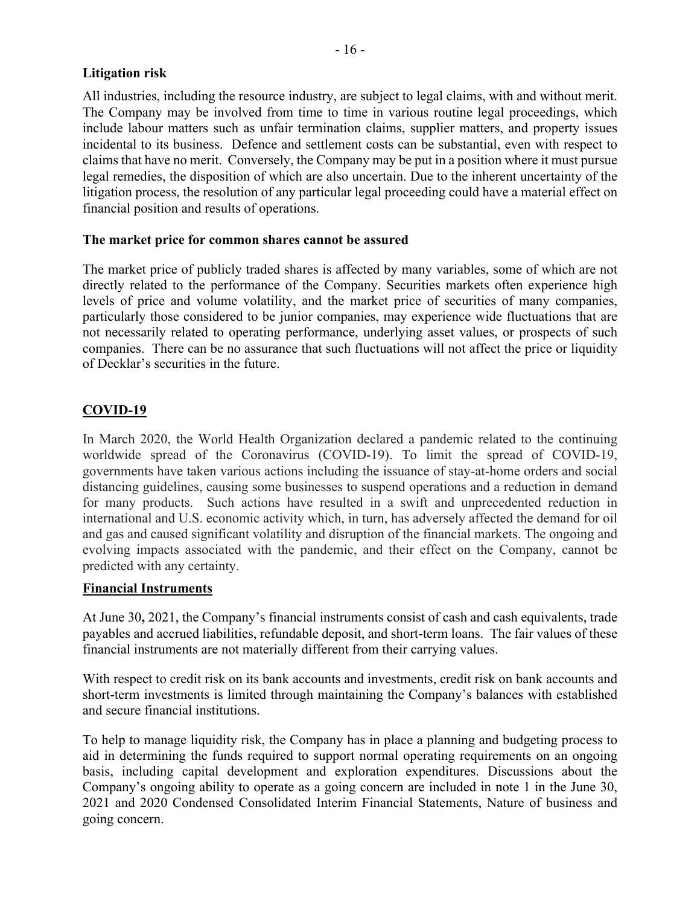**Litigation risk**

All industries, including the resource industry, are subject to legal claims, with and without merit. The Company may be involved from time to time in various routine legal proceedings, which include labour matters such as unfair termination claims, supplier matters, and property issues incidental to its business. Defence and settlement costs can be substantial, even with respect to claims that have no merit. Conversely, the Company may be put in a position where it must pursue legal remedies, the disposition of which are also uncertain. Due to the inherent uncertainty of the litigation process, the resolution of any particular legal proceeding could have a material effect on financial position and results of operations.

**The market price for common shares cannot be assured**

The market price of publicly traded shares is affected by many variables, some of which are not directly related to the performance of the Company. Securities markets often experience high levels of price and volume volatility, and the market price of securities of many companies, particularly those considered to be junior companies, may experience wide fluctuations that are not necessarily related to operating performance, underlying asset values, or prospects of such companies. There can be no assurance that such fluctuations will not affect the price or liquidity of Decklar's securities in the future.

## COVID-19

In March 2020, the World Health Organization declared a pandemic related to the continuing worldwide spread of the Coronavirus (COVID-19). To limit the spread of COVID-19, governments have taken various actions including the issuance of stay-at-home orders and social distancing guidelines, causing some businesses to suspend operations and a reduction in demand for many products. Such actions have resulted in a swift and unprecedented reduction in international and U.S. economic activity which, in turn, has adversely affected the demand for oil and gas and caused significant volatility and disruption of the financial markets. The ongoing and evolving impacts associated with the pandemic, and their effect on the Company, cannot be predicted with any certainty.

## Financial Instruments

At June 30, 2021, the Company's financial instruments consist of cash and cash equivalents, trade payables and accrued liabilities, refundable deposit, and short-term loans. The fair values of these financial instruments are not materially different from their carrying values.

With respect to credit risk on its bank accounts and investments, credit risk on bank accounts and short-term investments is limited through maintaining the Company's balances with established and secure financial institutions.

To help to manage liquidity risk, the Company has in place a planning and budgeting process to aid in determining the funds required to support normal operating requirements on an ongoing basis, including capital development and exploration expenditures. Discussions about the Company's ongoing ability to operate as a going concern are included in note 1 in the June 30, 2021 and 2020 Condensed Consolidated Interim Financial Statements, Nature of business and going concern.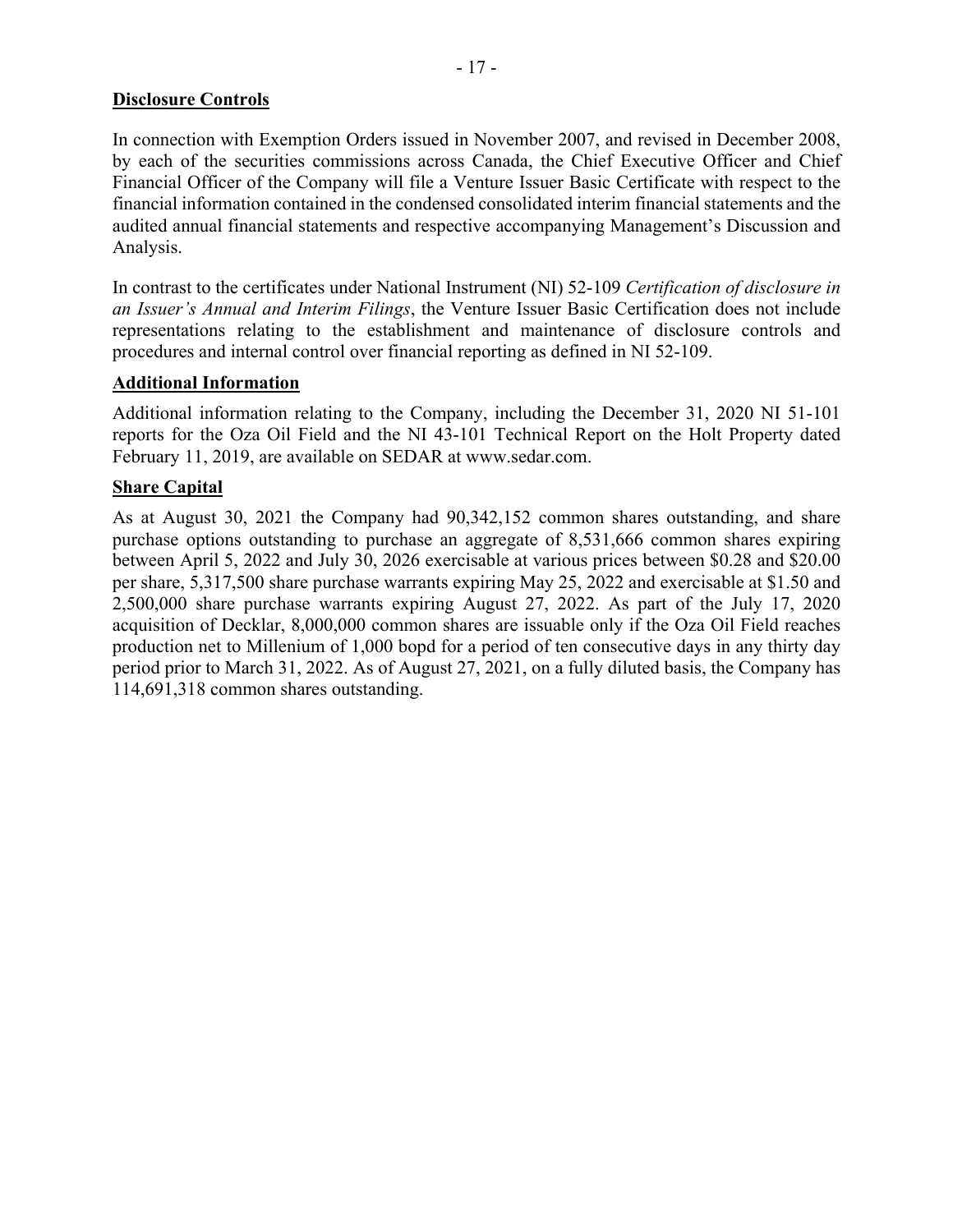**Disclosure Controls**

In connection with Exemption Orders issued in November 2007, and revised in December 2008, by each of the securities commissions across Canada, the Chief Executive Officer and Chief Financial Officer of the Company will file a Venture Issuer Basic Certificate with respect to the financial information contained in the condensed consolidated interim financial statements and the audited annual financial statements and respective accompanying Management's Discussion and Analysis.

In contrast to the certificates under National Instrument (NI) 52-109 *Certification of disclosure in an Issuer's Annual and Interim Filings*, the Venture Issuer Basic Certification does not include representations relating to the establishment and maintenance of disclosure controls and procedures and internal control over financial reporting as defined in NI 52-109.

**Additional Information**

Additional information relating to the Company, including the December 31, 2020 NI 51-101 reports for the Oza Oil Field and the NI 43-101 Technical Report on the Holt Property dated February 11, 2019, are available on SEDAR at www.sedar.com.

**Share Capital**

As at August 30, 2021 the Company had 90,342,152 common shares outstanding, and share purchase options outstanding to purchase an aggregate of 8,531,666 common shares expiring between April 5, 2022 and July 30, 2026 exercisable at various prices between $0.28 and $20.00 per share, 5,317,500 share purchase warrants expiring May 25, 2022 and exercisable at $1.50 and 2,500,000 share purchase warrants expiring August 27, 2022. As part of the July 17, 2020 acquisition of Decklar, 8,000,000 common shares are issuable only if the Oza Oil Field reaches production net to Millenium of 1,000 bopd for a period of ten consecutive days in any thirty day period prior to March 31, 2022. As of August 27, 2021, on a fully diluted basis, the Company has 114,691,318 common shares outstanding.